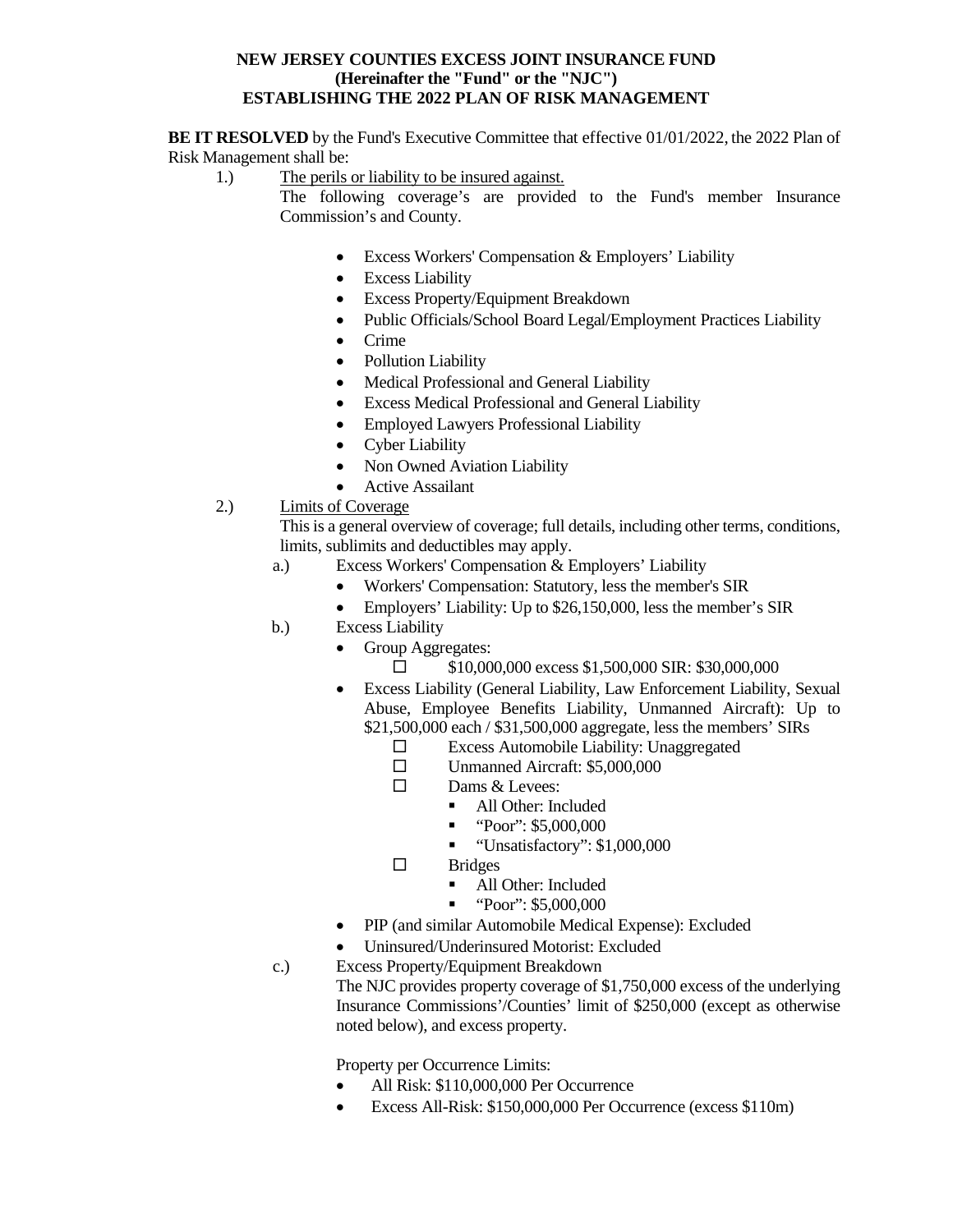**NEW JERSEY COUNTIES EXCESS JOINT INSURANCE FUND**
**(Hereinafter the "Fund" or the "NJC")**
**ESTABLISHING THE 2022 PLAN OF RISK MANAGEMENT**

**BE IT RESOLVED** by the Fund's Executive Committee that effective 01/01/2022, the 2022 Plan of Risk Management shall be:

1.) <u>The perils or liability to be insured against.</u>

The following coverage's are provided to the Fund's member Insurance Commission's and County.

- Excess Workers' Compensation & Employers' Liability
- Excess Liability
- Excess Property/Equipment Breakdown
- Public Officials/School Board Legal/Employment Practices Liability
- Crime
- Pollution Liability
- Medical Professional and General Liability
- Excess Medical Professional and General Liability
- Employed Lawyers Professional Liability
- Cyber Liability
- Non Owned Aviation Liability
- Active Assailant

2.) <u>Limits of Coverage</u>

This is a general overview of coverage; full details, including other terms, conditions, limits, sublimits and deductibles may apply.

a.) Excess Workers' Compensation & Employers' Liability
- Workers' Compensation: Statutory, less the member's SIR
- Employers' Liability: Up to $26,150,000, less the member's SIR

b.) Excess Liability
- Group Aggregates:
  - $10,000,000 excess $1,500,000 SIR: $30,000,000
- Excess Liability (General Liability, Law Enforcement Liability, Sexual Abuse, Employee Benefits Liability, Unmanned Aircraft): Up to $21,500,000 each / $31,500,000 aggregate, less the members' SIRs
  - Excess Automobile Liability: Unaggregated
  - Unmanned Aircraft: $5,000,000
  - Dams & Levees:
    - All Other: Included
    - "Poor": $5,000,000
    - "Unsatisfactory": $1,000,000
  - Bridges
    - All Other: Included
    - "Poor": $5,000,000
- PIP (and similar Automobile Medical Expense): Excluded
- Uninsured/Underinsured Motorist: Excluded

c.) Excess Property/Equipment Breakdown

The NJC provides property coverage of $1,750,000 excess of the underlying Insurance Commissions'/Counties' limit of $250,000 (except as otherwise noted below), and excess property.

Property per Occurrence Limits:
- All Risk: $110,000,000 Per Occurrence
- Excess All-Risk: $150,000,000 Per Occurrence (excess $110m)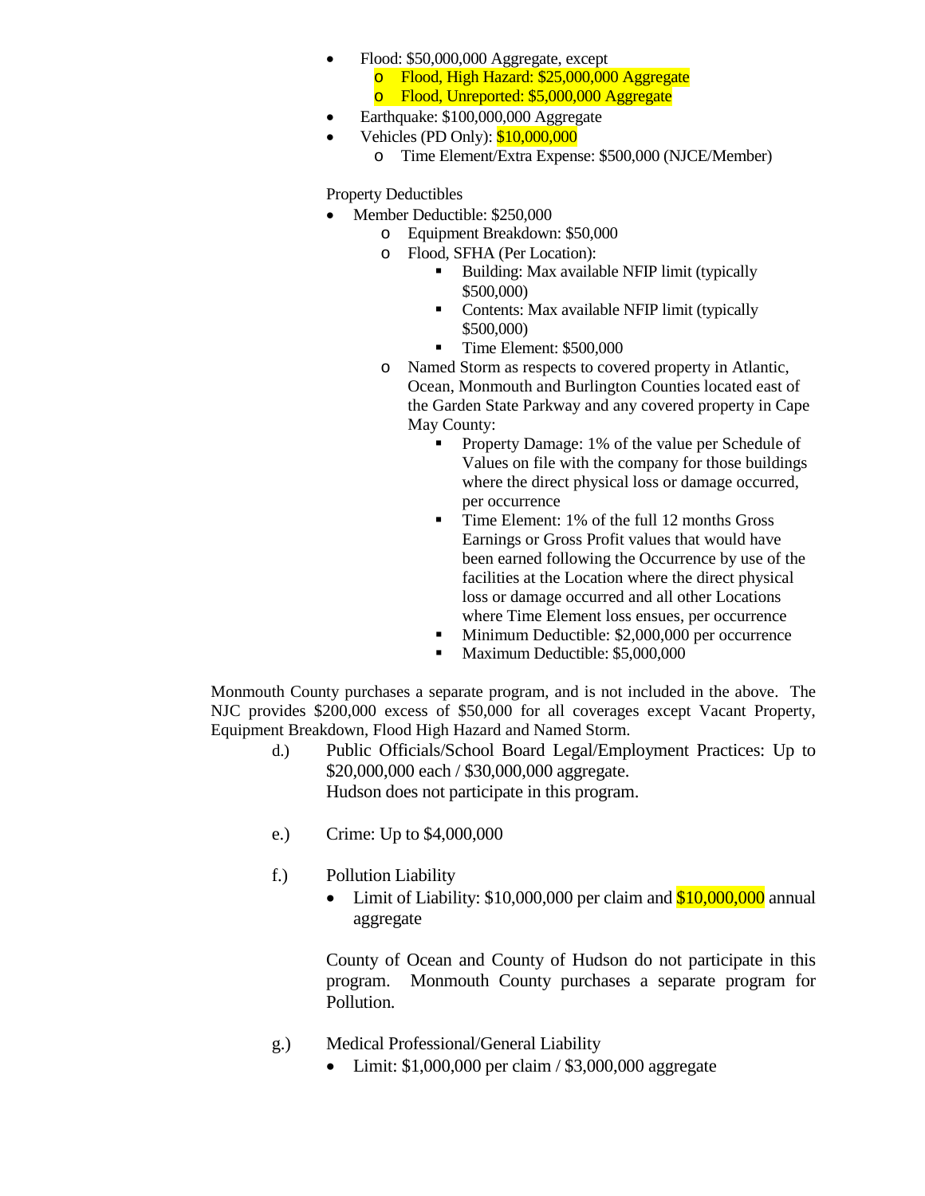- Flood: $50,000,000 Aggregate, except
  - Flood, High Hazard: $25,000,000 Aggregate
  - Flood, Unreported: $5,000,000 Aggregate
- Earthquake: $100,000,000 Aggregate
- Vehicles (PD Only): $10,000,000
  - Time Element/Extra Expense: $500,000 (NJCE/Member)

Property Deductibles

- Member Deductible: $250,000
  - Equipment Breakdown: $50,000
  - Flood, SFHA (Per Location):
    - Building: Max available NFIP limit (typically $500,000)
    - Contents: Max available NFIP limit (typically $500,000)
    - Time Element: $500,000
  - Named Storm as respects to covered property in Atlantic, Ocean, Monmouth and Burlington Counties located east of the Garden State Parkway and any covered property in Cape May County:
    - Property Damage: 1% of the value per Schedule of Values on file with the company for those buildings where the direct physical loss or damage occurred, per occurrence
    - Time Element: 1% of the full 12 months Gross Earnings or Gross Profit values that would have been earned following the Occurrence by use of the facilities at the Location where the direct physical loss or damage occurred and all other Locations where Time Element loss ensues, per occurrence
    - Minimum Deductible: $2,000,000 per occurrence
    - Maximum Deductible: $5,000,000

Monmouth County purchases a separate program, and is not included in the above. The NJC provides $200,000 excess of $50,000 for all coverages except Vacant Property, Equipment Breakdown, Flood High Hazard and Named Storm.

d.) Public Officials/School Board Legal/Employment Practices: Up to $20,000,000 each / $30,000,000 aggregate.
Hudson does not participate in this program.

e.) Crime: Up to $4,000,000

f.) Pollution Liability

- Limit of Liability: $10,000,000 per claim and $10,000,000 annual aggregate

County of Ocean and County of Hudson do not participate in this program. Monmouth County purchases a separate program for Pollution.

g.) Medical Professional/General Liability

- Limit: $1,000,000 per claim / $3,000,000 aggregate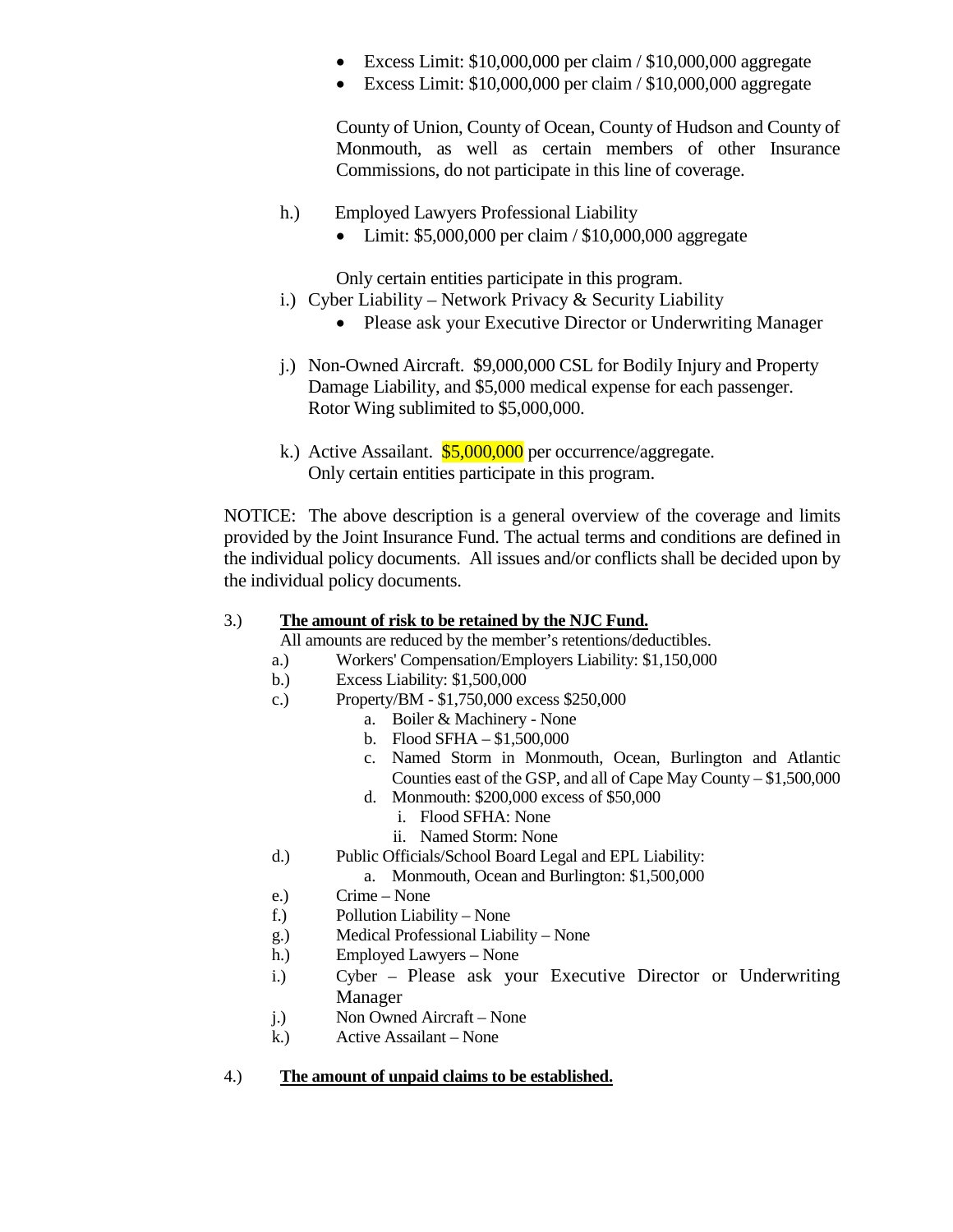- Excess Limit: $10,000,000 per claim / $10,000,000 aggregate
- Excess Limit: $10,000,000 per claim / $10,000,000 aggregate

County of Union, County of Ocean, County of Hudson and County of Monmouth, as well as certain members of other Insurance Commissions, do not participate in this line of coverage.

h.) Employed Lawyers Professional Liability

- Limit: $5,000,000 per claim / $10,000,000 aggregate

Only certain entities participate in this program.

i.) Cyber Liability – Network Privacy & Security Liability

- Please ask your Executive Director or Underwriting Manager

j.) Non-Owned Aircraft. $9,000,000 CSL for Bodily Injury and Property Damage Liability, and $5,000 medical expense for each passenger. Rotor Wing sublimited to $5,000,000.

k.) Active Assailant. $5,000,000 per occurrence/aggregate. Only certain entities participate in this program.

NOTICE: The above description is a general overview of the coverage and limits provided by the Joint Insurance Fund. The actual terms and conditions are defined in the individual policy documents. All issues and/or conflicts shall be decided upon by the individual policy documents.

3.) **<u>The amount of risk to be retained by the NJC Fund.</u>**

All amounts are reduced by the member's retentions/deductibles.

a.) Workers' Compensation/Employers Liability: $1,150,000

b.) Excess Liability: $1,500,000

c.) Property/BM - $1,750,000 excess $250,000

   a. Boiler & Machinery - None
   b. Flood SFHA – $1,500,000
   c. Named Storm in Monmouth, Ocean, Burlington and Atlantic Counties east of the GSP, and all of Cape May County – $1,500,000
   d. Monmouth: $200,000 excess of $50,000
      i. Flood SFHA: None
      ii. Named Storm: None

d.) Public Officials/School Board Legal and EPL Liability:

   a. Monmouth, Ocean and Burlington: $1,500,000

e.) Crime – None

f.) Pollution Liability – None

g.) Medical Professional Liability – None

h.) Employed Lawyers – None

i.) Cyber – Please ask your Executive Director or Underwriting Manager

j.) Non Owned Aircraft – None

k.) Active Assailant – None

4.) **<u>The amount of unpaid claims to be established.</u>**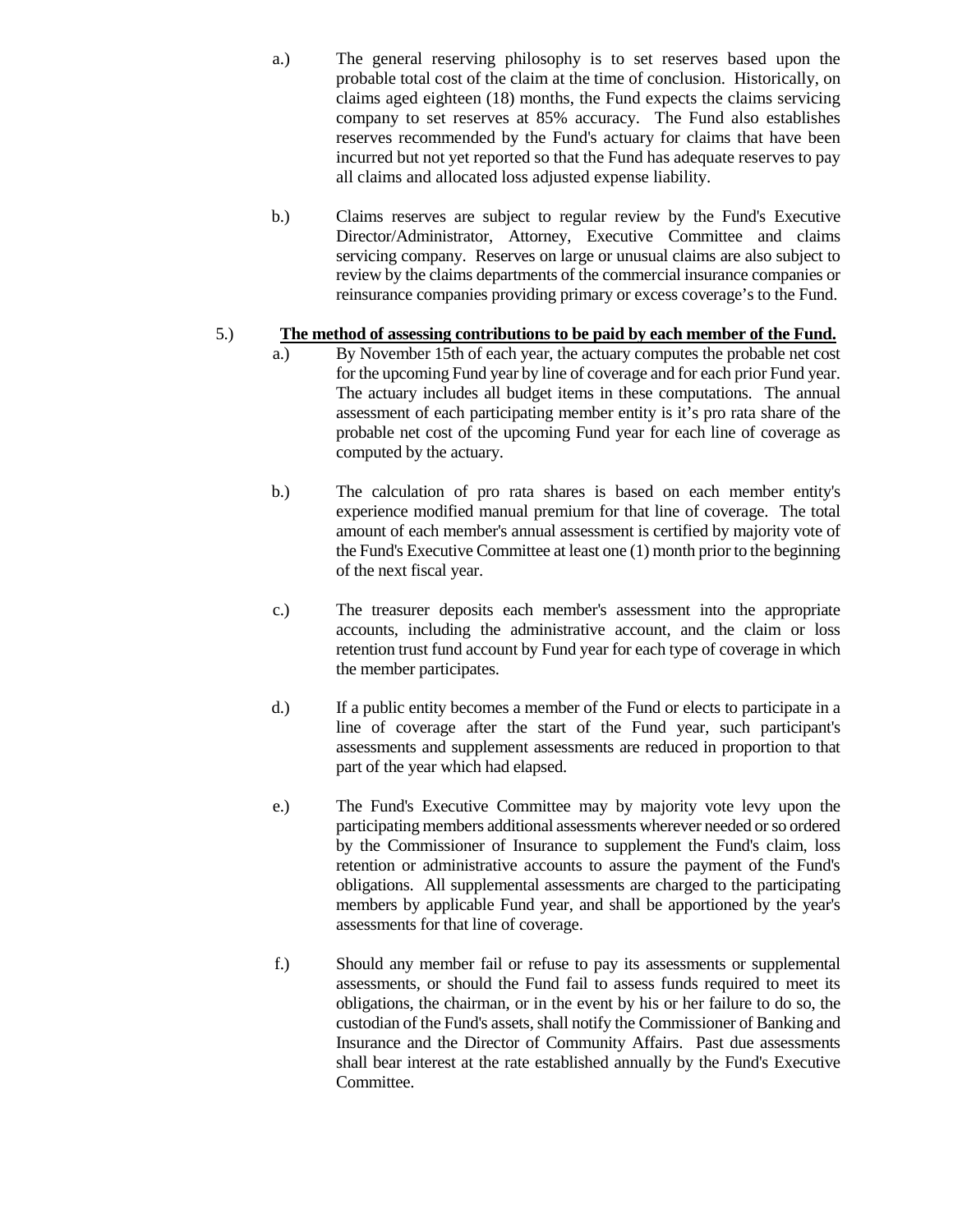a.) The general reserving philosophy is to set reserves based upon the probable total cost of the claim at the time of conclusion. Historically, on claims aged eighteen (18) months, the Fund expects the claims servicing company to set reserves at 85% accuracy. The Fund also establishes reserves recommended by the Fund's actuary for claims that have been incurred but not yet reported so that the Fund has adequate reserves to pay all claims and allocated loss adjusted expense liability.

b.) Claims reserves are subject to regular review by the Fund's Executive Director/Administrator, Attorney, Executive Committee and claims servicing company. Reserves on large or unusual claims are also subject to review by the claims departments of the commercial insurance companies or reinsurance companies providing primary or excess coverage's to the Fund.

5.) **<u>The method of assessing contributions to be paid by each member of the Fund.</u>**

a.) By November 15th of each year, the actuary computes the probable net cost for the upcoming Fund year by line of coverage and for each prior Fund year. The actuary includes all budget items in these computations. The annual assessment of each participating member entity is it's pro rata share of the probable net cost of the upcoming Fund year for each line of coverage as computed by the actuary.

b.) The calculation of pro rata shares is based on each member entity's experience modified manual premium for that line of coverage. The total amount of each member's annual assessment is certified by majority vote of the Fund's Executive Committee at least one (1) month prior to the beginning of the next fiscal year.

c.) The treasurer deposits each member's assessment into the appropriate accounts, including the administrative account, and the claim or loss retention trust fund account by Fund year for each type of coverage in which the member participates.

d.) If a public entity becomes a member of the Fund or elects to participate in a line of coverage after the start of the Fund year, such participant's assessments and supplement assessments are reduced in proportion to that part of the year which had elapsed.

e.) The Fund's Executive Committee may by majority vote levy upon the participating members additional assessments wherever needed or so ordered by the Commissioner of Insurance to supplement the Fund's claim, loss retention or administrative accounts to assure the payment of the Fund's obligations. All supplemental assessments are charged to the participating members by applicable Fund year, and shall be apportioned by the year's assessments for that line of coverage.

f.) Should any member fail or refuse to pay its assessments or supplemental assessments, or should the Fund fail to assess funds required to meet its obligations, the chairman, or in the event by his or her failure to do so, the custodian of the Fund's assets, shall notify the Commissioner of Banking and Insurance and the Director of Community Affairs. Past due assessments shall bear interest at the rate established annually by the Fund's Executive Committee.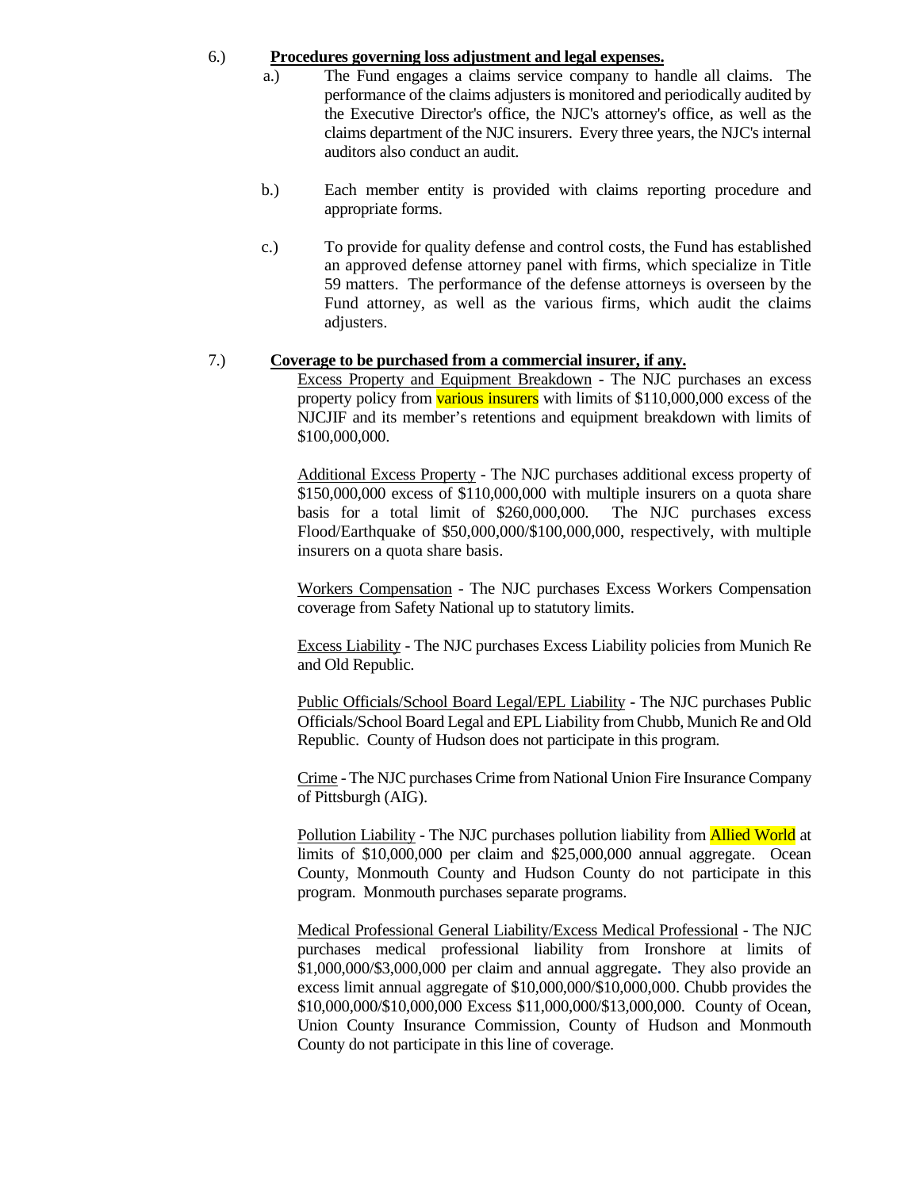6.) **Procedures governing loss adjustment and legal expenses.**

a.) The Fund engages a claims service company to handle all claims. The performance of the claims adjusters is monitored and periodically audited by the Executive Director's office, the NJC's attorney's office, as well as the claims department of the NJC insurers. Every three years, the NJC's internal auditors also conduct an audit.

b.) Each member entity is provided with claims reporting procedure and appropriate forms.

c.) To provide for quality defense and control costs, the Fund has established an approved defense attorney panel with firms, which specialize in Title 59 matters. The performance of the defense attorneys is overseen by the Fund attorney, as well as the various firms, which audit the claims adjusters.

7.) **Coverage to be purchased from a commercial insurer, if any.**

Excess Property and Equipment Breakdown - The NJC purchases an excess property policy from various insurers with limits of $110,000,000 excess of the NJCJIF and its member's retentions and equipment breakdown with limits of $100,000,000.

Additional Excess Property - The NJC purchases additional excess property of $150,000,000 excess of $110,000,000 with multiple insurers on a quota share basis for a total limit of $260,000,000. The NJC purchases excess Flood/Earthquake of $50,000,000/$100,000,000, respectively, with multiple insurers on a quota share basis.

Workers Compensation - The NJC purchases Excess Workers Compensation coverage from Safety National up to statutory limits.

Excess Liability - The NJC purchases Excess Liability policies from Munich Re and Old Republic.

Public Officials/School Board Legal/EPL Liability - The NJC purchases Public Officials/School Board Legal and EPL Liability from Chubb, Munich Re and Old Republic. County of Hudson does not participate in this program.

Crime - The NJC purchases Crime from National Union Fire Insurance Company of Pittsburgh (AIG).

Pollution Liability - The NJC purchases pollution liability from Allied World at limits of $10,000,000 per claim and $25,000,000 annual aggregate. Ocean County, Monmouth County and Hudson County do not participate in this program. Monmouth purchases separate programs.

Medical Professional General Liability/Excess Medical Professional - The NJC purchases medical professional liability from Ironshore at limits of $1,000,000/$3,000,000 per claim and annual aggregate. They also provide an excess limit annual aggregate of $10,000,000/$10,000,000. Chubb provides the $10,000,000/$10,000,000 Excess $11,000,000/$13,000,000. County of Ocean, Union County Insurance Commission, County of Hudson and Monmouth County do not participate in this line of coverage.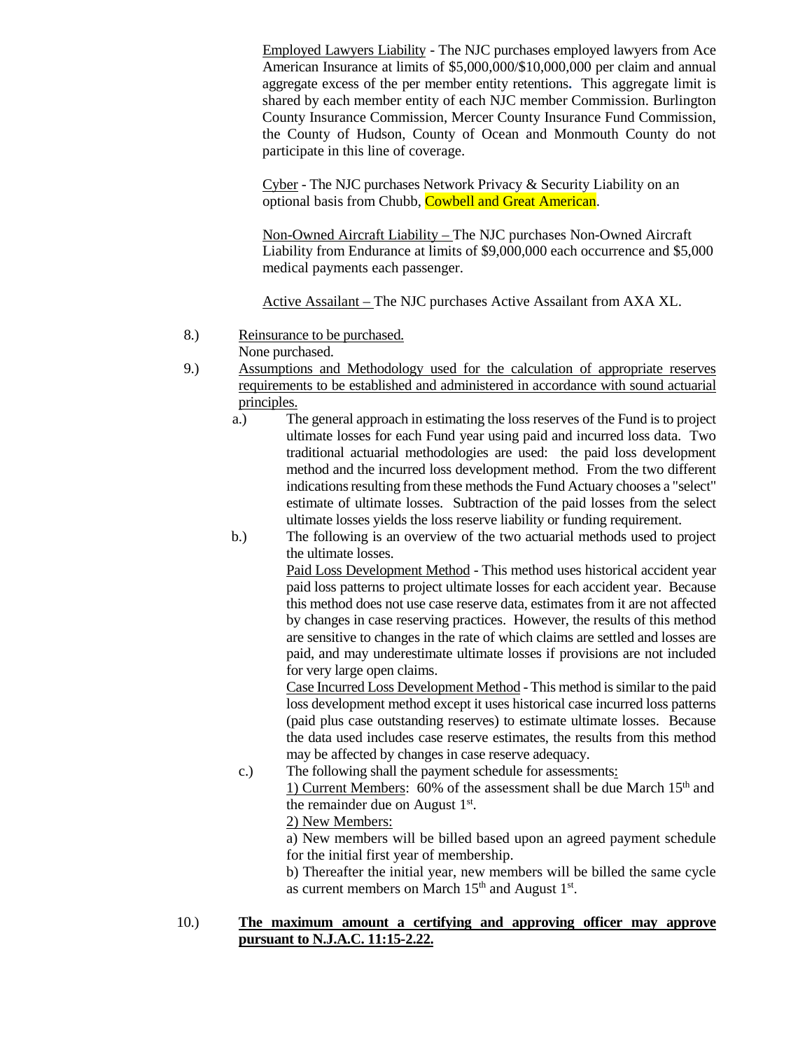Employed Lawyers Liability - The NJC purchases employed lawyers from Ace American Insurance at limits of \$5,000,000/\$10,000,000 per claim and annual aggregate excess of the per member entity retentions**.** This aggregate limit is shared by each member entity of each NJC member Commission. Burlington County Insurance Commission, Mercer County Insurance Fund Commission, the County of Hudson, County of Ocean and Monmouth County do not participate in this line of coverage.

Cyber - The NJC purchases Network Privacy & Security Liability on an optional basis from Chubb, Cowbell and Great American.

Non-Owned Aircraft Liability – The NJC purchases Non-Owned Aircraft Liability from Endurance at limits of \$9,000,000 each occurrence and \$5,000 medical payments each passenger.

Active Assailant – The NJC purchases Active Assailant from AXA XL.

8.) Reinsurance to be purchased.
None purchased.

9.) Assumptions and Methodology used for the calculation of appropriate reserves requirements to be established and administered in accordance with sound actuarial principles.

a.) The general approach in estimating the loss reserves of the Fund is to project ultimate losses for each Fund year using paid and incurred loss data. Two traditional actuarial methodologies are used: the paid loss development method and the incurred loss development method. From the two different indications resulting from these methods the Fund Actuary chooses a "select" estimate of ultimate losses. Subtraction of the paid losses from the select ultimate losses yields the loss reserve liability or funding requirement.

b.) The following is an overview of the two actuarial methods used to project the ultimate losses.

Paid Loss Development Method - This method uses historical accident year paid loss patterns to project ultimate losses for each accident year. Because this method does not use case reserve data, estimates from it are not affected by changes in case reserving practices. However, the results of this method are sensitive to changes in the rate of which claims are settled and losses are paid, and may underestimate ultimate losses if provisions are not included for very large open claims.

Case Incurred Loss Development Method - This method is similar to the paid loss development method except it uses historical case incurred loss patterns (paid plus case outstanding reserves) to estimate ultimate losses. Because the data used includes case reserve estimates, the results from this method may be affected by changes in case reserve adequacy.

c.) The following shall the payment schedule for assessments:

1) Current Members: 60% of the assessment shall be due March 15th and the remainder due on August 1st.

2) New Members:

a) New members will be billed based upon an agreed payment schedule for the initial first year of membership.

b) Thereafter the initial year, new members will be billed the same cycle as current members on March 15th and August 1st.

10.) **The maximum amount a certifying and approving officer may approve pursuant to N.J.A.C. 11:15-2.22.**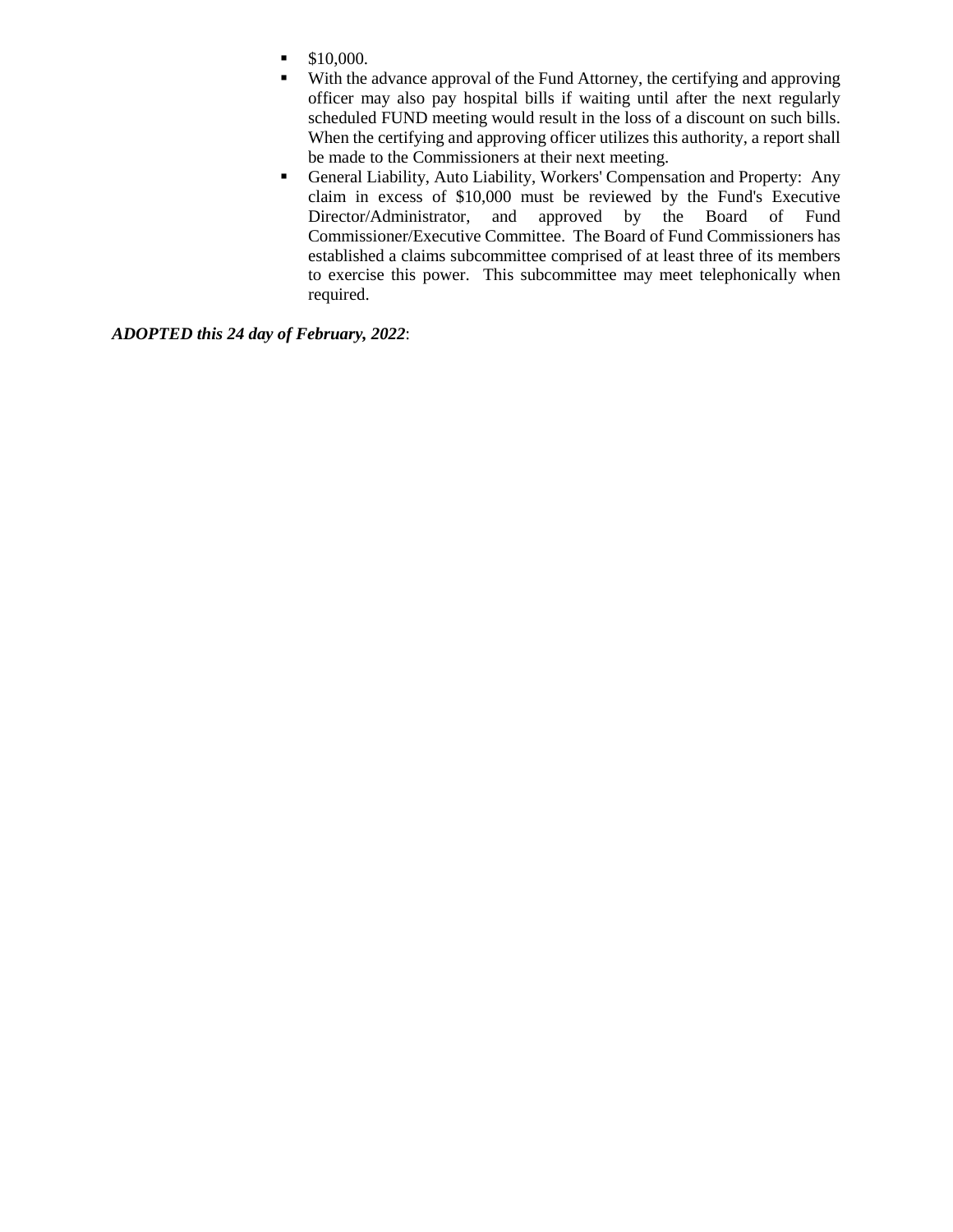- $10,000.
- With the advance approval of the Fund Attorney, the certifying and approving officer may also pay hospital bills if waiting until after the next regularly scheduled FUND meeting would result in the loss of a discount on such bills. When the certifying and approving officer utilizes this authority, a report shall be made to the Commissioners at their next meeting.
- General Liability, Auto Liability, Workers' Compensation and Property: Any claim in excess of $10,000 must be reviewed by the Fund's Executive Director/Administrator, and approved by the Board of Fund Commissioner/Executive Committee. The Board of Fund Commissioners has established a claims subcommittee comprised of at least three of its members to exercise this power. This subcommittee may meet telephonically when required.

***ADOPTED this 24 day of February, 2022***: